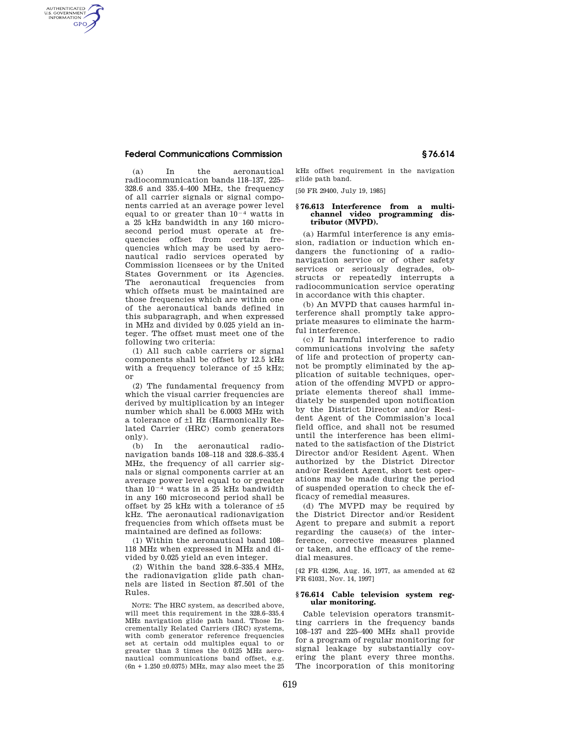(a) In the aeronautical radiocommunication bands 118–137, 225–328.6 and 335.4–400 MHz, the frequency of all carrier signals or signal components carried at an average power level equal to or greater than $10^{-4}$ watts in a 25 kHz bandwidth in any 160 microsecond period must operate at frequencies offset from certain frequencies which may be used by aeronautical radio services operated by Commission licensees or by the United States Government or its Agencies. The aeronautical frequencies from which offsets must be maintained are those frequencies which are within one of the aeronautical bands defined in this subparagraph, and when expressed in MHz and divided by 0.025 yield an integer. The offset must meet one of the following two criteria:

(1) All such cable carriers or signal components shall be offset by 12.5 kHz with a frequency tolerance of ±5 kHz; or

(2) The fundamental frequency from which the visual carrier frequencies are derived by multiplication by an integer number which shall be 6.0003 MHz with a tolerance of ±1 Hz (Harmonically Related Carrier (HRC) comb generators only).

(b) In the aeronautical radionavigation bands 108–118 and 328.6–335.4 MHz, the frequency of all carrier signals or signal components carrier at an average power level equal to or greater than $10^{-4}$ watts in a 25 kHz bandwidth in any 160 microsecond period shall be offset by 25 kHz with a tolerance of ±5 kHz. The aeronautical radionavigation frequencies from which offsets must be maintained are defined as follows:

(1) Within the aeronautical band 108–118 MHz when expressed in MHz and divided by 0.025 yield an even integer.

(2) Within the band 328.6–335.4 MHz, the radionavigation glide path channels are listed in Section 87.501 of the Rules.

NOTE: The HRC system, as described above, will meet this requirement in the 328.6–335.4 MHz navigation glide path band. Those Incrementally Related Carriers (IRC) systems, with comb generator reference frequencies set at certain odd multiples equal to or greater than 3 times the 0.0125 MHz aeronautical communications band offset, e.g. (6n + 1.250 ±0.0375) MHz, may also meet the 25 kHz offset requirement in the navigation glide path band.

[50 FR 29400, July 19, 1985]

### § 76.613 Interference from a multichannel video programming distributor (MVPD).

(a) Harmful interference is any emission, radiation or induction which endangers the functioning of a radionavigation service or of other safety services or seriously degrades, obstructs or repeatedly interrupts a radiocommunication service operating in accordance with this chapter.

(b) An MVPD that causes harmful interference shall promptly take appropriate measures to eliminate the harmful interference.

(c) If harmful interference to radio communications involving the safety of life and protection of property cannot be promptly eliminated by the application of suitable techniques, operation of the offending MVPD or appropriate elements thereof shall immediately be suspended upon notification by the District Director and/or Resident Agent of the Commission's local field office, and shall not be resumed until the interference has been eliminated to the satisfaction of the District Director and/or Resident Agent. When authorized by the District Director and/or Resident Agent, short test operations may be made during the period of suspended operation to check the efficacy of remedial measures.

(d) The MVPD may be required by the District Director and/or Resident Agent to prepare and submit a report regarding the cause(s) of the interference, corrective measures planned or taken, and the efficacy of the remedial measures.

[42 FR 41296, Aug. 16, 1977, as amended at 62 FR 61031, Nov. 14, 1997]

### § 76.614 Cable television system regular monitoring.

Cable television operators transmitting carriers in the frequency bands 108–137 and 225–400 MHz shall provide for a program of regular monitoring for signal leakage by substantially covering the plant every three months. The incorporation of this monitoring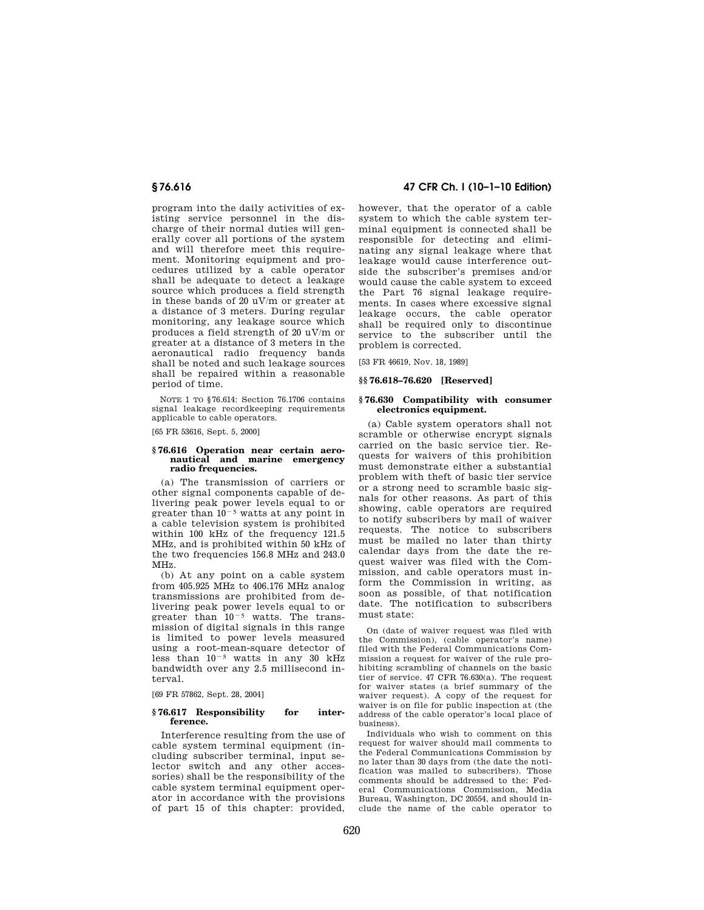program into the daily activities of existing service personnel in the discharge of their normal duties will generally cover all portions of the system and will therefore meet this requirement. Monitoring equipment and procedures utilized by a cable operator shall be adequate to detect a leakage source which produces a field strength in these bands of 20 uV/m or greater at a distance of 3 meters. During regular monitoring, any leakage source which produces a field strength of 20 uV/m or greater at a distance of 3 meters in the aeronautical radio frequency bands shall be noted and such leakage sources shall be repaired within a reasonable period of time.

NOTE 1 TO §76.614: Section 76.1706 contains signal leakage recordkeeping requirements applicable to cable operators.

[65 FR 53616, Sept. 5, 2000]

### § 76.616 Operation near certain aeronautical and marine emergency radio frequencies.

(a) The transmission of carriers or other signal components capable of delivering peak power levels equal to or greater than $10^{-5}$ watts at any point in a cable television system is prohibited within 100 kHz of the frequency 121.5 MHz, and is prohibited within 50 kHz of the two frequencies 156.8 MHz and 243.0 MHz.

(b) At any point on a cable system from 405.925 MHz to 406.176 MHz analog transmissions are prohibited from delivering peak power levels equal to or greater than $10^{-5}$ watts. The transmission of digital signals in this range is limited to power levels measured using a root-mean-square detector of less than $10^{-5}$ watts in any 30 kHz bandwidth over any 2.5 millisecond interval.

[69 FR 57862, Sept. 28, 2004]

### § 76.617 Responsibility for interference.

Interference resulting from the use of cable system terminal equipment (including subscriber terminal, input selector switch and any other accessories) shall be the responsibility of the cable system terminal equipment operator in accordance with the provisions of part 15 of this chapter: provided, however, that the operator of a cable system to which the cable system terminal equipment is connected shall be responsible for detecting and eliminating any signal leakage where that leakage would cause interference outside the subscriber's premises and/or would cause the cable system to exceed the Part 76 signal leakage requirements. In cases where excessive signal leakage occurs, the cable operator shall be required only to discontinue service to the subscriber until the problem is corrected.

[53 FR 46619, Nov. 18, 1989]

### §§ 76.618–76.620 [Reserved]

### § 76.630 Compatibility with consumer electronics equipment.

(a) Cable system operators shall not scramble or otherwise encrypt signals carried on the basic service tier. Requests for waivers of this prohibition must demonstrate either a substantial problem with theft of basic tier service or a strong need to scramble basic signals for other reasons. As part of this showing, cable operators are required to notify subscribers by mail of waiver requests. The notice to subscribers must be mailed no later than thirty calendar days from the date the request waiver was filed with the Commission, and cable operators must inform the Commission in writing, as soon as possible, of that notification date. The notification to subscribers must state:

On (date of waiver request was filed with the Commission), (cable operator's name) filed with the Federal Communications Commission a request for waiver of the rule prohibiting scrambling of channels on the basic tier of service. 47 CFR 76.630(a). The request for waiver states (a brief summary of the waiver request). A copy of the request for waiver is on file for public inspection at (the address of the cable operator's local place of business).

Individuals who wish to comment on this request for waiver should mail comments to the Federal Communications Commission by no later than 30 days from (the date the notification was mailed to subscribers). Those comments should be addressed to the: Federal Communications Commission, Media Bureau, Washington, DC 20554, and should include the name of the cable operator to